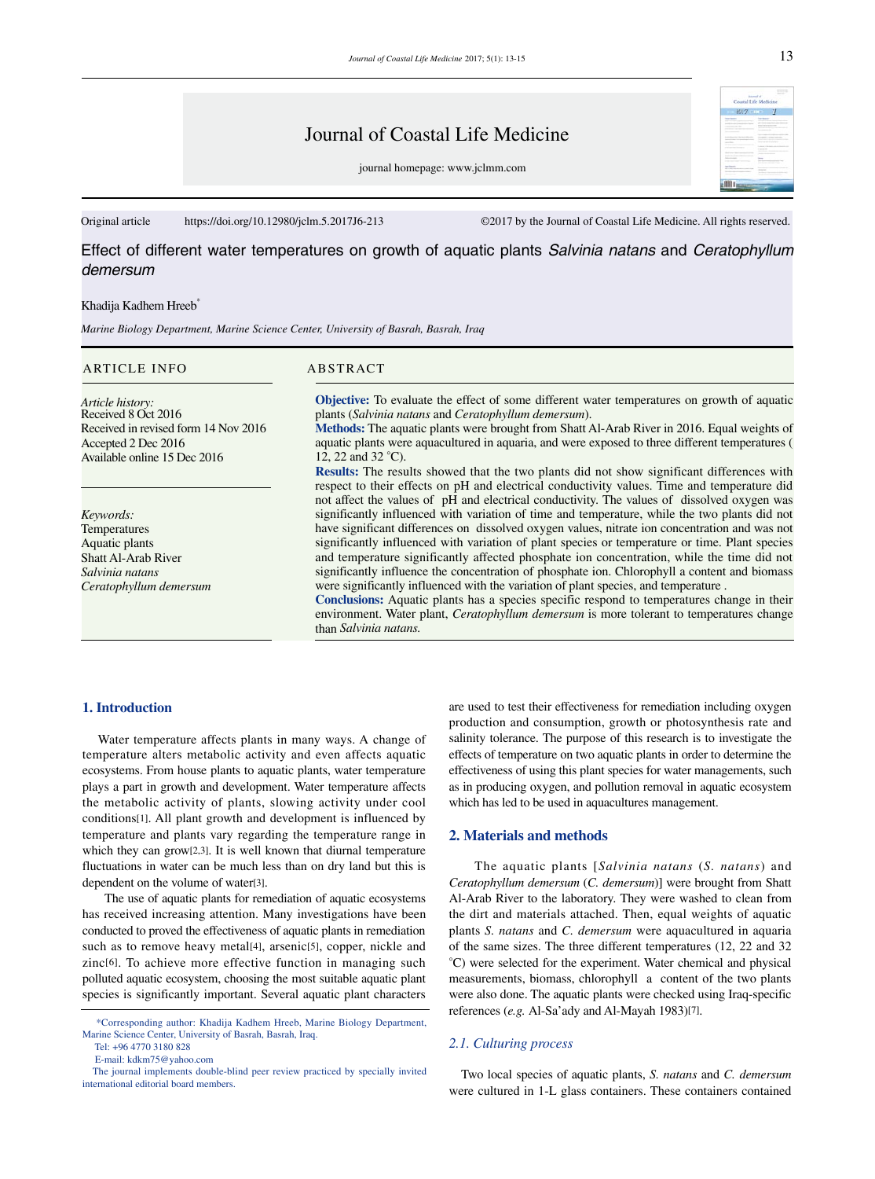Original article https://doi.org/10.12980/jclm.5.2017J6-213 ©2017 by the Journal of Coastal Life Medicine. All rights reserved.

# Effect of different water temperatures on growth of aquatic plants *Salvinia natans* and *Ceratophyllum demersum*

Khadija Kadhem Hreeb*

*Marine Biology Department, Marine Science Center, University of Basrah, Basrah, Iraq*

## ARTICLE INFO

*Article history:*
Received 8 Oct 2016
Received in revised form 14 Nov 2016
Accepted 2 Dec 2016
Available online 15 Dec 2016

*Keywords:*
Temperatures
Aquatic plants
Shatt Al-Arab River
*Salvinia natans*
*Ceratophyllum demersum*

## ABSTRACT

**Objective:** To evaluate the effect of some different water temperatures on growth of aquatic plants (*Salvinia natans* and *Ceratophyllum demersum*).

**Methods:** The aquatic plants were brought from Shatt Al-Arab River in 2016. Equal weights of aquatic plants were aquacultured in aquaria, and were exposed to three different temperatures ( 12, 22 and 32 °C).

**Results:** The results showed that the two plants did not show significant differences with respect to their effects on pH and electrical conductivity values. Time and temperature did not affect the values of pH and electrical conductivity. The values of dissolved oxygen was significantly influenced with variation of time and temperature, while the two plants did not have significant differences on dissolved oxygen values, nitrate ion concentration and was not significantly influenced with variation of plant species or temperature or time. Plant species and temperature significantly affected phosphate ion concentration, while the time did not significantly influence the concentration of phosphate ion. Chlorophyll a content and biomass were significantly influenced with the variation of plant species, and temperature .

**Conclusions:** Aquatic plants has a species specific respond to temperatures change in their environment. Water plant, *Ceratophyllum demersum* is more tolerant to temperatures change than *Salvinia natans.*

## 1. Introduction

Water temperature affects plants in many ways. A change of temperature alters metabolic activity and even affects aquatic ecosystems. From house plants to aquatic plants, water temperature plays a part in growth and development. Water temperature affects the metabolic activity of plants, slowing activity under cool conditions[1]. All plant growth and development is influenced by temperature and plants vary regarding the temperature range in which they can grow[2,3]. It is well known that diurnal temperature fluctuations in water can be much less than on dry land but this is dependent on the volume of water[3].

The use of aquatic plants for remediation of aquatic ecosystems has received increasing attention. Many investigations have been conducted to proved the effectiveness of aquatic plants in remediation such as to remove heavy metal[4], arsenic[5], copper, nickle and zinc[6]. To achieve more effective function in managing such polluted aquatic ecosystem, choosing the most suitable aquatic plant species is significantly important. Several aquatic plant characters are used to test their effectiveness for remediation including oxygen production and consumption, growth or photosynthesis rate and salinity tolerance. The purpose of this research is to investigate the effects of temperature on two aquatic plants in order to determine the effectiveness of using this plant species for water managements, such as in producing oxygen, and pollution removal in aquatic ecosystem which has led to be used in aquacultures management.

## 2. Materials and methods

The aquatic plants [*Salvinia natans* (*S. natans*) and *Ceratophyllum demersum* (*C. demersum*)] were brought from Shatt Al-Arab River to the laboratory. They were washed to clean from the dirt and materials attached. Then, equal weights of aquatic plants *S. natans* and *C. demersum* were aquacultured in aquaria of the same sizes. The three different temperatures (12, 22 and 32 °C) were selected for the experiment. Water chemical and physical measurements, biomass, chlorophyll a content of the two plants were also done. The aquatic plants were checked using Iraq-specific references (*e.g.* Al-Sa'ady and Al-Mayah 1983)[7].

### *2.1. Culturing process*

Two local species of aquatic plants, *S. natans* and *C. demersum* were cultured in 1-L glass containers. These containers contained

*Corresponding author: Khadija Kadhem Hreeb, Marine Biology Department, Marine Science Center, University of Basrah, Basrah, Iraq.
Tel: +96 4770 3180 828
E-mail: kdkm75@yahoo.com
The journal implements double-blind peer review practiced by specially invited international editorial board members.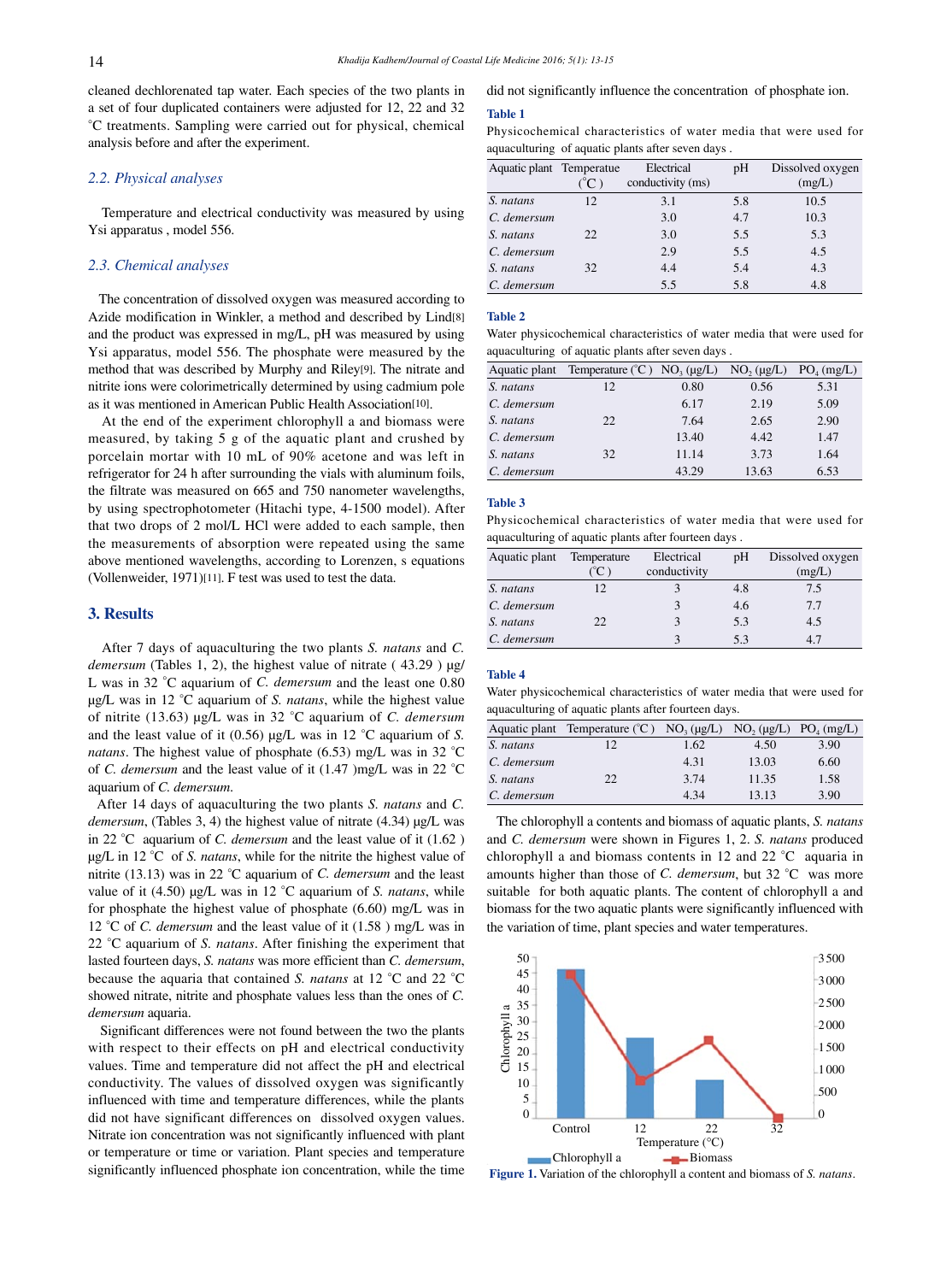cleaned dechlorenated tap water. Each species of the two plants in a set of four duplicated containers were adjusted for 12, 22 and 32 °C treatments. Sampling were carried out for physical, chemical analysis before and after the experiment.

### *2.2. Physical analyses*

Temperature and electrical conductivity was measured by using Ysi apparatus , model 556.

### *2.3. Chemical analyses*

The concentration of dissolved oxygen was measured according to Azide modification in Winkler, a method and described by Lind[8] and the product was expressed in mg/L, pH was measured by using Ysi apparatus, model 556. The phosphate were measured by the method that was described by Murphy and Riley[9]. The nitrate and nitrite ions were colorimetrically determined by using cadmium pole as it was mentioned in American Public Health Association[10].

At the end of the experiment chlorophyll a and biomass were measured, by taking 5 g of the aquatic plant and crushed by porcelain mortar with 10 mL of 90% acetone and was left in refrigerator for 24 h after surrounding the vials with aluminum foils, the filtrate was measured on 665 and 750 nanometer wavelengths, by using spectrophotometer (Hitachi type, 4-1500 model). After that two drops of 2 mol/L HCl were added to each sample, then the measurements of absorption were repeated using the same above mentioned wavelengths, according to Lorenzen, s equations (Vollenweider, 1971)[11]. F test was used to test the data.

## 3. Results

After 7 days of aquaculturing the two plants *S. natans* and *C. demersum* (Tables 1, 2), the highest value of nitrate ( 43.29 ) µg/L was in 32 °C aquarium of *C. demersum* and the least one 0.80 µg/L was in 12 °C aquarium of *S. natans*, while the highest value of nitrite (13.63) µg/L was in 32 °C aquarium of *C. demersum* and the least value of it (0.56) µg/L was in 12 °C aquarium of *S. natans*. The highest value of phosphate (6.53) mg/L was in 32 °C of *C. demersum* and the least value of it (1.47 )mg/L was in 22 °C aquarium of *C. demersum*.

After 14 days of aquaculturing the two plants *S. natans* and *C. demersum*, (Tables 3, 4) the highest value of nitrate (4.34) µg/L was in 22 °C aquarium of *C. demersum* and the least value of it (1.62 ) µg/L in 12 °C of *S. natans*, while for the nitrite the highest value of nitrite (13.13) was in 22 °C aquarium of *C. demersum* and the least value of it (4.50) µg/L was in 12 °C aquarium of *S. natans*, while for phosphate the highest value of phosphate (6.60) mg/L was in 12 °C of *C. demersum* and the least value of it (1.58 ) mg/L was in 22 °C aquarium of *S. natans*. After finishing the experiment that lasted fourteen days, *S. natans* was more efficient than *C. demersum*, because the aquaria that contained *S. natans* at 12 °C and 22 °C showed nitrate, nitrite and phosphate values less than the ones of *C. demersum* aquaria.

Significant differences were not found between the two the plants with respect to their effects on pH and electrical conductivity values. Time and temperature did not affect the pH and electrical conductivity. The values of dissolved oxygen was significantly influenced with time and temperature differences, while the plants did not have significant differences on dissolved oxygen values. Nitrate ion concentration was not significantly influenced with plant or temperature or time or variation. Plant species and temperature significantly influenced phosphate ion concentration, while the time did not significantly influence the concentration of phosphate ion.

**Table 1**
Physicochemical characteristics of water media that were used for aquaculturing of aquatic plants after seven days .

| Aquatic plant | Temperatue (°C ) | Electrical conductivity (ms) | pH | Dissolved oxygen (mg/L) |
|---|---|---|---|---|
| *S. natans* | 12 | 3.1 | 5.8 | 10.5 |
| *C. demersum* | | 3.0 | 4.7 | 10.3 |
| *S. natans* | 22 | 3.0 | 5.5 | 5.3 |
| *C. demersum* | | 2.9 | 5.5 | 4.5 |
| *S. natans* | 32 | 4.4 | 5.4 | 4.3 |
| *C. demersum* | | 5.5 | 5.8 | 4.8 |

**Table 2**
Water physicochemical characteristics of water media that were used for aquaculturing of aquatic plants after seven days .

| Aquatic plant | Temperature (°C ) | $NO_3$ (µg/L) | $NO_2$ (µg/L) | $PO_4$ (mg/L) |
|---|---|---|---|---|
| *S. natans* | 12 | 0.80 | 0.56 | 5.31 |
| *C. demersum* | | 6.17 | 2.19 | 5.09 |
| *S. natans* | 22 | 7.64 | 2.65 | 2.90 |
| *C. demersum* | | 13.40 | 4.42 | 1.47 |
| *S. natans* | 32 | 11.14 | 3.73 | 1.64 |
| *C. demersum* | | 43.29 | 13.63 | 6.53 |

**Table 3**
Physicochemical characteristics of water media that were used for aquaculturing of aquatic plants after fourteen days .

| Aquatic plant | Temperature (°C ) | Electrical conductivity | pH | Dissolved oxygen (mg/L) |
|---|---|---|---|---|
| *S. natans* | 12 | 3 | 4.8 | 7.5 |
| *C. demersum* | | 3 | 4.6 | 7.7 |
| *S. natans* | 22 | 3 | 5.3 | 4.5 |
| *C. demersum* | | 3 | 5.3 | 4.7 |

**Table 4**
Water physicochemical characteristics of water media that were used for aquaculturing of aquatic plants after fourteen days.

| Aquatic plant | Temperature (°C ) | $NO_3$ (µg/L) | $NO_2$ (µg/L) | $PO_4$ (mg/L) |
|---|---|---|---|---|
| *S. natans* | 12 | 1.62 | 4.50 | 3.90 |
| *C. demersum* | | 4.31 | 13.03 | 6.60 |
| *S. natans* | 22 | 3.74 | 11.35 | 1.58 |
| *C. demersum* | | 4.34 | 13.13 | 3.90 |

The chlorophyll a contents and biomass of aquatic plants, *S. natans* and *C. demersum* were shown in Figures 1, 2. *S. natans* produced chlorophyll a and biomass contents in 12 and 22 °C aquaria in amounts higher than those of *C. demersum*, but 32 °C was more suitable for both aquatic plants. The content of chlorophyll a and biomass for the two aquatic plants were significantly influenced with the variation of time, plant species and water temperatures.

**Figure 1.** Variation of the chlorophyll a content and biomass of *S. natans*.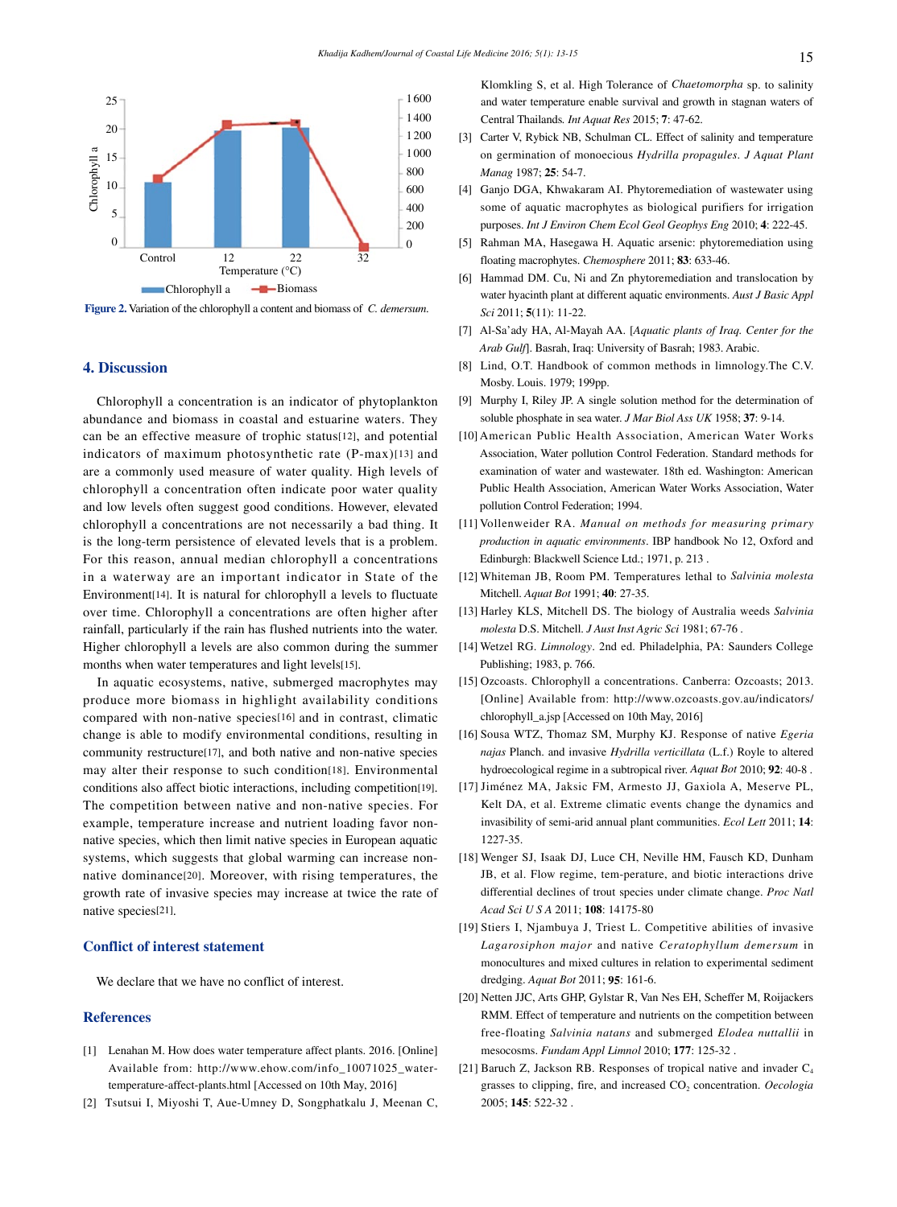Chlorophyll a

25
20
15
10
5
0

1 600
1 400
1 200
1 000
800
600
400
200
0

Control
12
22
32
Temperature (°C)

Chlorophyll a
Biomass

**Figure 2.** Variation of the chlorophyll a content and biomass of *C. demersum*.

## 4. Discussion

Chlorophyll a concentration is an indicator of phytoplankton abundance and biomass in coastal and estuarine waters. They can be an effective measure of trophic status[12], and potential indicators of maximum photosynthetic rate (P-max)[13] and are a commonly used measure of water quality. High levels of chlorophyll a concentration often indicate poor water quality and low levels often suggest good conditions. However, elevated chlorophyll a concentrations are not necessarily a bad thing. It is the long-term persistence of elevated levels that is a problem. For this reason, annual median chlorophyll a concentrations in a waterway are an important indicator in State of the Environment[14]. It is natural for chlorophyll a levels to fluctuate over time. Chlorophyll a concentrations are often higher after rainfall, particularly if the rain has flushed nutrients into the water. Higher chlorophyll a levels are also common during the summer months when water temperatures and light levels[15].

In aquatic ecosystems, native, submerged macrophytes may produce more biomass in highlight availability conditions compared with non-native species[16] and in contrast, climatic change is able to modify environmental conditions, resulting in community restructure[17], and both native and non-native species may alter their response to such condition[18]. Environmental conditions also affect biotic interactions, including competition[19]. The competition between native and non-native species. For example, temperature increase and nutrient loading favor non-native species, which then limit native species in European aquatic systems, which suggests that global warming can increase non-native dominance[20]. Moreover, with rising temperatures, the growth rate of invasive species may increase at twice the rate of native species[21].

## Conflict of interest statement

We declare that we have no conflict of interest.

## References

[1] Lenahan M. How does water temperature affect plants. 2016. [Online] Available from: http://www.ehow.com/info_10071025_water-temperature-affect-plants.html [Accessed on 10th May, 2016]

[2] Tsutsui I, Miyoshi T, Aue-Umney D, Songphatkalu J, Meenan C, Klomkling S, et al. High Tolerance of *Chaetomorpha* sp. to salinity and water temperature enable survival and growth in stagnan waters of Central Thailands. *Int Aquat Res* 2015; **7**: 47-62.

[3] Carter V, Rybick NB, Schulman CL. Effect of salinity and temperature on germination of monoecious *Hydrilla propagules*. *J Aquat Plant Manag* 1987; **25**: 54-7.

[4] Ganjo DGA, Khwakaram AI. Phytoremediation of wastewater using some of aquatic macrophytes as biological purifiers for irrigation purposes. *Int J Environ Chem Ecol Geol Geophys Eng* 2010; **4**: 222-45.

[5] Rahman MA, Hasegawa H. Aquatic arsenic: phytoremediation using floating macrophytes. *Chemosphere* 2011; **83**: 633-46.

[6] Hammad DM. Cu, Ni and Zn phytoremediation and translocation by water hyacinth plant at different aquatic environments. *Aust J Basic Appl Sci* 2011; **5**(11): 11-22.

[7] Al-Sa'ady HA, Al-Mayah AA. [*Aquatic plants of Iraq. Center for the Arab Gulf*]. Basrah, Iraq: University of Basrah; 1983. Arabic.

[8] Lind, O.T. Handbook of common methods in limnology.The C.V. Mosby. Louis. 1979; 199pp.

[9] Murphy I, Riley JP. A single solution method for the determination of soluble phosphate in sea water. *J Mar Biol Ass UK* 1958; **37**: 9-14.

[10] American Public Health Association, American Water Works Association, Water pollution Control Federation. Standard methods for examination of water and wastewater. 18th ed. Washington: American Public Health Association, American Water Works Association, Water pollution Control Federation; 1994.

[11] Vollenweider RA. *Manual on methods for measuring primary production in aquatic environments*. IBP handbook No 12, Oxford and Edinburgh: Blackwell Science Ltd.; 1971, p. 213 .

[12] Whiteman JB, Room PM. Temperatures lethal to *Salvinia molesta* Mitchell. *Aquat Bot* 1991; **40**: 27-35.

[13] Harley KLS, Mitchell DS. The biology of Australia weeds *Salvinia molesta* D.S. Mitchell. *J Aust Inst Agric Sci* 1981; 67-76 .

[14] Wetzel RG. *Limnology*. 2nd ed. Philadelphia, PA: Saunders College Publishing; 1983, p. 766.

[15] Ozcoasts. Chlorophyll a concentrations. Canberra: Ozcoasts; 2013. [Online] Available from: http://www.ozcoasts.gov.au/indicators/chlorophyll_a.jsp [Accessed on 10th May, 2016]

[16] Sousa WTZ, Thomaz SM, Murphy KJ. Response of native *Egeria najas* Planch. and invasive *Hydrilla verticillata* (L.f.) Royle to altered hydroecological regime in a subtropical river. *Aquat Bot* 2010; **92**: 40-8 .

[17] Jiménez MA, Jaksic FM, Armesto JJ, Gaxiola A, Meserve PL, Kelt DA, et al. Extreme climatic events change the dynamics and invasibility of semi-arid annual plant communities. *Ecol Lett* 2011; **14**: 1227-35.

[18] Wenger SJ, Isaak DJ, Luce CH, Neville HM, Fausch KD, Dunham JB, et al. Flow regime, tem-perature, and biotic interactions drive differential declines of trout species under climate change. *Proc Natl Acad Sci U S A* 2011; **108**: 14175-80

[19] Stiers I, Njambuya J, Triest L. Competitive abilities of invasive *Lagarosiphon major* and native *Ceratophyllum demersum* in monocultures and mixed cultures in relation to experimental sediment dredging. *Aquat Bot* 2011; **95**: 161-6.

[20] Netten JJC, Arts GHP, Gylstar R, Van Nes EH, Scheffer M, Roijackers RMM. Effect of temperature and nutrients on the competition between free-floating *Salvinia natans* and submerged *Elodea nuttallii* in mesocosms. *Fundam Appl Limnol* 2010; **177**: 125-32 .

[21] Baruch Z, Jackson RB. Responses of tropical native and invader $C_4$ grasses to clipping, fire, and increased $CO_2$ concentration. *Oecologia* 2005; **145**: 522-32 .